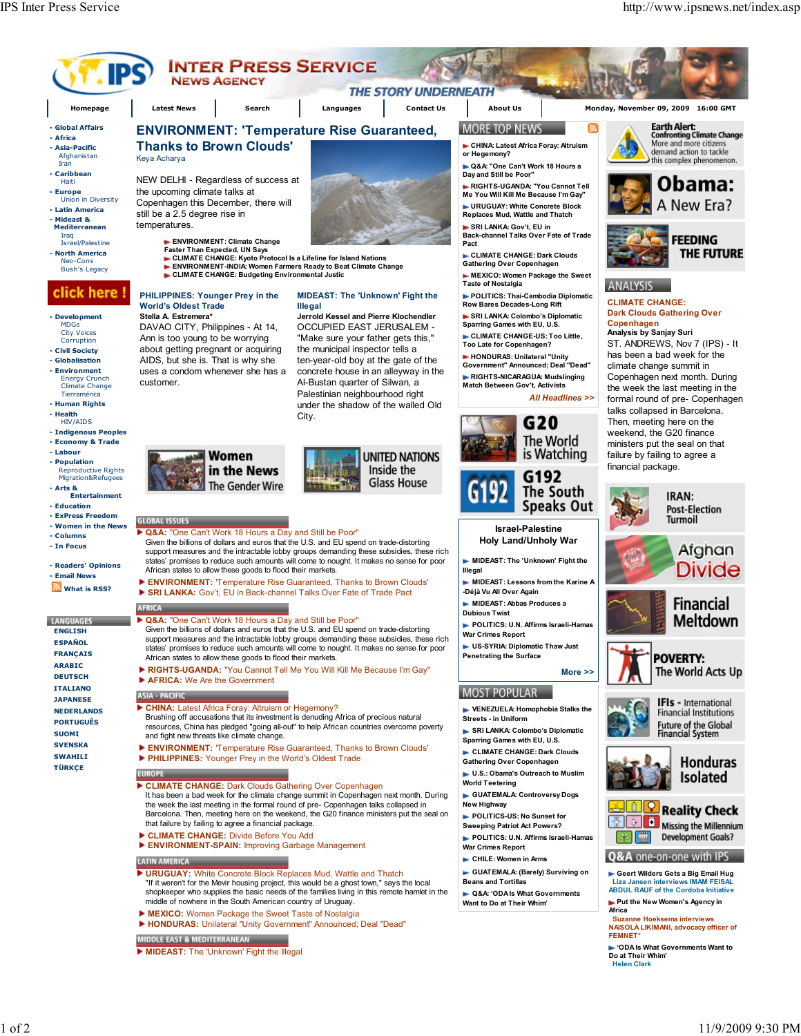# INTER PRESS SERVICE NEWS AGENCY

THE STORY UNDERNEATH

Homepage | Latest News | Search | Languages | Contact Us | About Us

Monday, November 09, 2009 16:00 GMT

- Global Affairs
- Africa
- Asia-Pacific
  - Afghanistan
  - Iran
- Caribbean
  - Haiti
- Europe
  - Union in Diversity
- Latin America
- Mideast & Mediterranean
  - Iraq
  - Israel/Palestine
- North America
  - Neo-Cons
  - Bush's Legacy

click here !

- Development
  - MDGs
  - City Voices
  - Corruption
- Civil Society
- Globalisation
- Environment
  - Energy Crunch
  - Climate Change
  - Tierramérica
- Human Rights
- Health
  - HIV/AIDS
- Indigenous Peoples
- Economy & Trade
- Labour
- Population
  - Reproductive Rights
  - Migration&Refugees
- Arts & Entertainment
- Education
- ExPress Freedom
- Women in the News
- Columns
- In Focus

- Readers' Opinions
- Email News
- What is RSS?

LANGUAGES

- ENGLISH
- ESPAÑOL
- FRANÇAIS
- ARABIC
- DEUTSCH
- ITALIANO
- JAPANESE
- NEDERLANDS
- PORTUGUÊS
- SUOMI
- SVENSKA
- SWAHILI
- TÜRKÇE

## ENVIRONMENT: 'Temperature Rise Guaranteed, Thanks to Brown Clouds'

Keya Acharya

NEW DELHI - Regardless of success at the upcoming climate talks at Copenhagen this December, there will still be a 2.5 degree rise in temperatures.

- ENVIRONMENT: Climate Change Faster Than Expected, UN Says
- CLIMATE CHANGE: Kyoto Protocol Is a Lifeline for Island Nations
- ENVIRONMENT-INDIA: Women Farmers Ready to Beat Climate Change
- CLIMATE CHANGE: Budgeting Environmental Justice

### PHILIPPINES: Younger Prey in the World's Oldest Trade

Stella A. Estremera*

DAVAO CITY, Philippines - At 14, Ann is too young to be worrying about getting pregnant or acquiring AIDS, but she is. That is why she uses a condom whenever she has a customer.

### MIDEAST: The 'Unknown' Fight the Illegal

Jerrold Kessel and Pierre Klochendler

OCCUPIED EAST JERUSALEM - "Make sure your father gets this," the municipal inspector tells a ten-year-old boy at the gate of the concrete house in an alleyway in the Al-Bustan quarter of Silwan, a Palestinian neighbourhood right under the shadow of the walled Old City.

Women in the News — The Gender Wire

UNITED NATIONS — Inside the Glass House

### GLOBAL ISSUES

- Q&A: "One Can't Work 18 Hours a Day and Still be Poor"
  Given the billions of dollars and euros that the U.S. and EU spend on trade-distorting support measures and the intractable lobby groups demanding these subsidies, these rich states' promises to reduce such amounts will come to nought. It makes no sense for poor African states to allow these goods to flood their markets.
- ENVIRONMENT: 'Temperature Rise Guaranteed, Thanks to Brown Clouds'
- SRI LANKA: Gov't, EU in Back-channel Talks Over Fate of Trade Pact

### AFRICA

- Q&A: "One Can't Work 18 Hours a Day and Still be Poor"
  Given the billions of dollars and euros that the U.S. and EU spend on trade-distorting support measures and the intractable lobby groups demanding these subsidies, these rich states' promises to reduce such amounts will come to nought. It makes no sense for poor African states to allow these goods to flood their markets.
- RIGHTS-UGANDA: "You Cannot Tell Me You Will Kill Me Because I'm Gay"
- AFRICA: We Are the Government

### ASIA - PACIFIC

- CHINA: Latest Africa Foray: Altruism or Hegemony?
  Brushing off accusations that its investment is denuding Africa of precious natural resources, China has pledged "going all-out" to help African countries overcome poverty and fight new threats like climate change.
- ENVIRONMENT: 'Temperature Rise Guaranteed, Thanks to Brown Clouds'
- PHILIPPINES: Younger Prey in the World's Oldest Trade

### EUROPE

- CLIMATE CHANGE: Dark Clouds Gathering Over Copenhagen
  It has been a bad week for the climate change summit in Copenhagen next month. During the week the last meeting in the formal round of pre- Copenhagen talks collapsed in Barcelona. Then, meeting here on the weekend, the G20 finance ministers put the seal on that failure by failing to agree a financial package.
- CLIMATE CHANGE: Divide Before You Add
- ENVIRONMENT-SPAIN: Improving Garbage Management

### LATIN AMERICA

- URUGUAY: White Concrete Block Replaces Mud, Wattle and Thatch
  "If it weren't for the Mevir housing project, this would be a ghost town," says the local shopkeeper who supplies the basic needs of the families living in this remote hamlet in the middle of nowhere in the South American country of Uruguay.
- MEXICO: Women Package the Sweet Taste of Nostalgia
- HONDURAS: Unilateral "Unity Government" Announced; Deal "Dead"

### MIDDLE EAST & MEDITERRANEAN

- MIDEAST: The 'Unknown' Fight the Illegal

### MORE TOP NEWS

- CHINA: Latest Africa Foray: Altruism or Hegemony?
- Q&A: "One Can't Work 18 Hours a Day and Still be Poor"
- RIGHTS-UGANDA: "You Cannot Tell Me You Will Kill Me Because I'm Gay"
- URUGUAY: White Concrete Block Replaces Mud, Wattle and Thatch
- SRI LANKA: Gov't, EU in Back-channel Talks Over Fate of Trade Pact
- CLIMATE CHANGE: Dark Clouds Gathering Over Copenhagen
- MEXICO: Women Package the Sweet Taste of Nostalgia
- POLITICS: Thai-Cambodia Diplomatic Row Bares Decades-Long Rift
- SRI LANKA: Colombo's Diplomatic Sparring Games with EU, U.S.
- CLIMATE CHANGE-US: Too Little, Too Late for Copenhagen?
- HONDURAS: Unilateral "Unity Government" Announced; Deal "Dead"
- RIGHTS-NICARAGUA: Mudslinging Match Between Gov't, Activists

All Headlines >>

G20 The World is Watching

G192 The South Speaks Out

### Israel-Palestine Holy Land/Unholy War

- MIDEAST: The 'Unknown' Fight the Illegal
- MIDEAST: Lessons from the Karine A -Déjà Vu All Over Again
- MIDEAST: Abbas Produces a Dubious Twist
- POLITICS: U.N. Affirms Israeli-Hamas War Crimes Report
- US-SYRIA: Diplomatic Thaw Just Penetrating the Surface

More >>

### MOST POPULAR

- VENEZUELA: Homophobia Stalks the Streets - in Uniform
- SRI LANKA: Colombo's Diplomatic Sparring Games with EU, U.S.
- CLIMATE CHANGE: Dark Clouds Gathering Over Copenhagen
- U.S.: Obama's Outreach to Muslim World Teetering
- GUATEMALA: Controversy Dogs New Highway
- POLITICS-US: No Sunset for Sweeping Patriot Act Powers?
- POLITICS: U.N. Affirms Israeli-Hamas War Crimes Report
- CHILE: Women in Arms
- GUATEMALA: (Barely) Surviving on Beans and Tortillas
- Q&A: 'ODA Is What Governments Want to Do at Their Whim'

Earth Alert: Confronting Climate Change — More and more citizens demand action to tackle this complex phenomenon.

Obama: A New Era?

FEEDING THE FUTURE

### ANALYSIS

**CLIMATE CHANGE: Dark Clouds Gathering Over Copenhagen**

Analysis by Sanjay Suri

ST. ANDREWS, Nov 7 (IPS) - It has been a bad week for the climate change summit in Copenhagen next month. During the week the last meeting in the formal round of pre- Copenhagen talks collapsed in Barcelona. Then, meeting here on the weekend, the G20 finance ministers put the seal on that failure by failing to agree a financial package.

IRAN: Post-Election Turmoil

Afghan Divide

Financial Meltdown

POVERTY: The World Acts Up

IFIs - International Financial Institutions — Future of the Global Financial System

Honduras Isolated

Reality Check — Missing the Millennium Development Goals?

### Q&A one-on-one with IPS

- Geert Wilders Gets a Big Email Hug
  Liza Jansen interviews IMAM FEISAL ABDUL RAUF of the Cordoba Initiative
- Put the New Women's Agency in Africa
  Suzanne Hoeksema interviews NAISOLA LIKIMANI, advocacy officer of FEMNET*
- 'ODA Is What Governments Want to Do at Their Whim'
  Helen Clark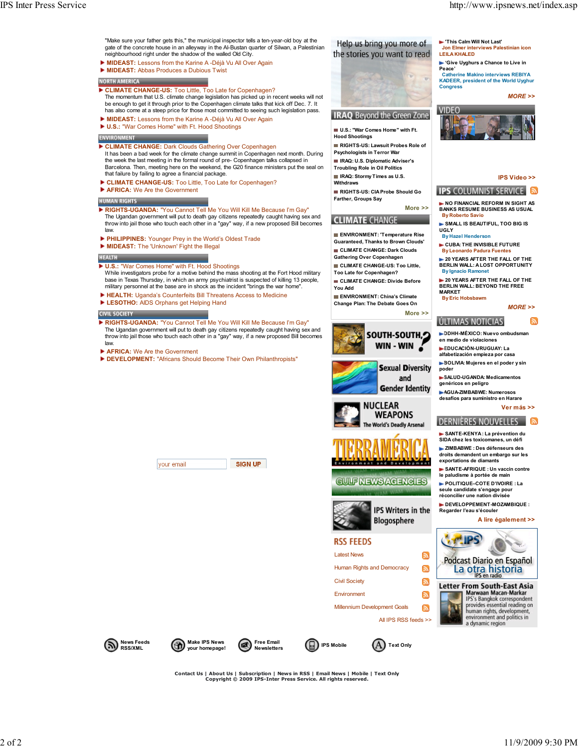"Make sure your father gets this," the municipal inspector tells a ten-year-old boy at the gate of the concrete house in an alleyway in the Al-Bustan quarter of Silwan, a Palestinian neighbourhood right under the shadow of the walled Old City.

- **MIDEAST:** Lessons from the Karine A -Déjà Vu All Over Again
- **MIDEAST:** Abbas Produces a Dubious Twist

## NORTH AMERICA

- **CLIMATE CHANGE-US:** Too Little, Too Late for Copenhagen?

The momentum that U.S. climate change legislation has picked up in recent weeks will not be enough to get it through prior to the Copenhagen climate talks that kick off Dec. 7. It has also come at a steep price for those most committed to seeing such legislation pass.

- **MIDEAST:** Lessons from the Karine A -Déjà Vu All Over Again
- **U.S.:** "War Comes Home" with Ft. Hood Shootings

## ENVIRONMENT

- **CLIMATE CHANGE:** Dark Clouds Gathering Over Copenhagen

It has been a bad week for the climate change summit in Copenhagen next month. During the week the last meeting in the formal round of pre- Copenhagen talks collapsed in Barcelona. Then, meeting here on the weekend, the G20 finance ministers put the seal on that failure by failing to agree a financial package.

- **CLIMATE CHANGE-US:** Too Little, Too Late for Copenhagen?
- **AFRICA:** We Are the Government

## HUMAN RIGHTS

- **RIGHTS-UGANDA:** "You Cannot Tell Me You Will Kill Me Because I'm Gay"

The Ugandan government will put to death gay citizens repeatedly caught having sex and throw into jail those who touch each other in a "gay" way, if a new proposed Bill becomes law.

- **PHILIPPINES:** Younger Prey in the World's Oldest Trade
- **MIDEAST:** The 'Unknown' Fight the Illegal

## HEALTH

- **U.S.:** "War Comes Home" with Ft. Hood Shootings

While investigators probe for a motive behind the mass shooting at the Fort Hood military base in Texas Thursday, in which an army psychiatrist is suspected of killing 13 people, military personnel at the base are in shock as the incident "brings the war home".

- **HEALTH:** Uganda's Counterfeits Bill Threatens Access to Medicine
- **LESOTHO:** AIDS Orphans get Helping Hand

## CIVIL SOCIETY

- **RIGHTS-UGANDA:** "You Cannot Tell Me You Will Kill Me Because I'm Gay"

The Ugandan government will put to death gay citizens repeatedly caught having sex and throw into jail those who touch each other in a "gay" way, if a new proposed Bill becomes law.

- **AFRICA:** We Are the Government
- **DEVELOPMENT:** "Africans Should Become Their Own Philanthropists"

your email SIGN UP

Help us bring you more of the stories you want to read

## IRAQ Beyond the Green Zone

- U.S.: "War Comes Home" with Ft. Hood Shootings
- RIGHTS-US: Lawsuit Probes Role of Psychologists in Terror War
- IRAQ: U.S. Diplomatic Adviser's Troubling Role in Oil Politics
- IRAQ: Stormy Times as U.S. Withdraws
- RIGHTS-US: CIA Probe Should Go Farther, Groups Say

More >>

## CLIMATE CHANGE

- ENVIRONMENT: 'Temperature Rise Guaranteed, Thanks to Brown Clouds'
- CLIMATE CHANGE: Dark Clouds Gathering Over Copenhagen
- CLIMATE CHANGE-US: Too Little, Too Late for Copenhagen?
- CLIMATE CHANGE: Divide Before You Add
- ENVIRONMENT: China's Climate Change Plan: The Debate Goes On

More >>

SOUTH-SOUTH WIN - WIN ?

Sexual Diversity and Gender Identity

NUCLEAR WEAPONS The World's Deadly Arsenal

TIERRAMÉRICA Environment and Development

GULF NEWS AGENCIES

IPS Writers in the Blogosphere

## RSS FEEDS

- Latest News
- Human Rights and Democracy
- Civil Society
- Environment
- Millennium Development Goals

All IPS RSS feeds >>

- 'This Calm Will Not Last' — Jon Elmer interviews Palestinian icon LEILA KHALED
- 'Give Uyghurs a Chance to Live in Peace' — Catherine Makino interviews REBIYA KADEER, president of the World Uyghur Congress

MORE >>

## VIDEO

IPS Video >>

## IPS COLUMNIST SERVICE

- NO FINANCIAL REFORM IN SIGHT AS BANKS RESUME BUSINESS AS USUAL — By Roberto Savio
- SMALL IS BEAUTIFUL, TOO BIG IS UGLY — By Hazel Henderson
- CUBA: THE INVISIBLE FUTURE — By Leonardo Padura Fuentes
- 20 YEARS AFTER THE FALL OF THE BERLIN WALL: A LOST OPPORTUNITY — By Ignacio Ramonet
- 20 YEARS AFTER THE FALL OF THE BERLIN WALL: BEYOND THE FREE MARKET — By Eric Hobsbawm

MORE >>

## ÚLTIMAS NOTICIAS

- DDHH-MÉXICO: Nuevo ombudsman en medio de violaciones
- EDUCACIÓN-URUGUAY: La alfabetización empieza por casa
- BOLIVIA: Mujeres en el poder y sin poder
- SALUD-UGANDA: Medicamentos genéricos en peligro
- AGUA-ZIMBABWE: Numerosos desafíos para suministro en Harare

Ver más >>

## DERNIÈRES NOUVELLES

- SANTE-KENYA : La prévention du SIDA chez les toxicomanes, un défi
- ZIMBABWE : Des défenseurs des droits demandent un embargo sur les exportations de diamants
- SANTE-AFRIQUE : Un vaccin contre le paludisme à portée de main
- POLITIQUE–COTE D'IVOIRE : La seule candidate s'engage pour réconcilier une nation divisée
- DEVELOPPEMENT-MOZAMBIQUE : Regarder l'eau s'écouler

A lire également >>

IPS Podcast Diario en Español — La otra historia — IPS en radio

**Letter From South-East Asia** — Marwaan Macan-Markar — IPS's Bangkok correspondent provides essential reading on human rights, development, environment and politics in a dynamic region

News Feeds RSS/XML | Make IPS News your homepage! | Free Email Newsletters | IPS Mobile | Text Only

Contact Us | About Us | Subscription | News in RSS | Email News | Mobile | Text Only

Copyright © 2009 IPS-Inter Press Service. All rights reserved.